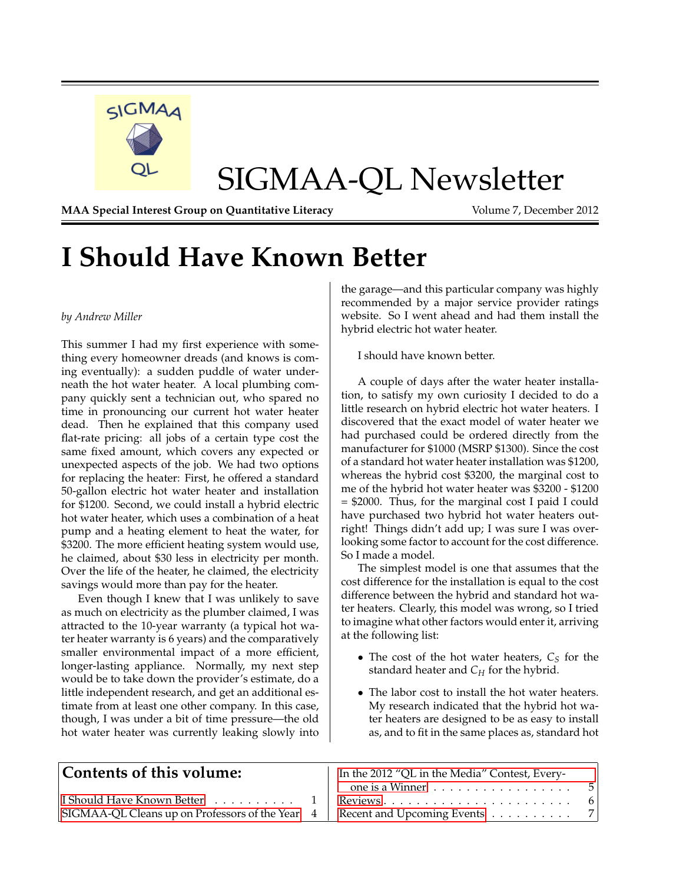# SIGMAA-QL Newsletter

**MAA Special Interest Group on Quantitative Literacy** Volume 7, December 2012

# I Should Have Known Better

*by Andrew Miller*

This summer I had my first experience with something every homeowner dreads (and knows is coming eventually): a sudden puddle of water underneath the hot water heater. A local plumbing company quickly sent a technician out, who spared no time in pronouncing our current hot water heater dead. Then he explained that this company used flat-rate pricing: all jobs of a certain type cost the same fixed amount, which covers any expected or unexpected aspects of the job. We had two options for replacing the heater: First, he offered a standard 50-gallon electric hot water heater and installation for $1200. Second, we could install a hybrid electric hot water heater, which uses a combination of a heat pump and a heating element to heat the water, for $3200. The more efficient heating system would use, he claimed, about $30 less in electricity per month. Over the life of the heater, he claimed, the electricity savings would more than pay for the heater.

Even though I knew that I was unlikely to save as much on electricity as the plumber claimed, I was attracted to the 10-year warranty (a typical hot water heater warranty is 6 years) and the comparatively smaller environmental impact of a more efficient, longer-lasting appliance. Normally, my next step would be to take down the provider's estimate, do a little independent research, and get an additional estimate from at least one other company. In this case, though, I was under a bit of time pressure—the old hot water heater was currently leaking slowly into the garage—and this particular company was highly recommended by a major service provider ratings website. So I went ahead and had them install the hybrid electric hot water heater.

I should have known better.

A couple of days after the water heater installation, to satisfy my own curiosity I decided to do a little research on hybrid electric hot water heaters. I discovered that the exact model of water heater we had purchased could be ordered directly from the manufacturer for $1000 (MSRP $1300). Since the cost of a standard hot water heater installation was $1200, whereas the hybrid cost $3200, the marginal cost to me of the hybrid hot water heater was $3200 - $1200 = $2000. Thus, for the marginal cost I paid I could have purchased two hybrid hot water heaters outright! Things didn't add up; I was sure I was overlooking some factor to account for the cost difference. So I made a model.

The simplest model is one that assumes that the cost difference for the installation is equal to the cost difference between the hybrid and standard hot water heaters. Clearly, this model was wrong, so I tried to imagine what other factors would enter it, arriving at the following list:

- The cost of the hot water heaters, $C_S$ for the standard heater and $C_H$ for the hybrid.
- The labor cost to install the hot water heaters. My research indicated that the hybrid hot water heaters are designed to be as easy to install as, and to fit in the same places as, standard hot

## Contents of this volume:

- I Should Have Known Better . . . 1
- SIGMAA-QL Cleans up on Professors of the Year . . . 4
- In the 2012 "QL in the Media" Contest, Everyone is a Winner . . . 5
- Reviews . . . 6
- Recent and Upcoming Events . . . 7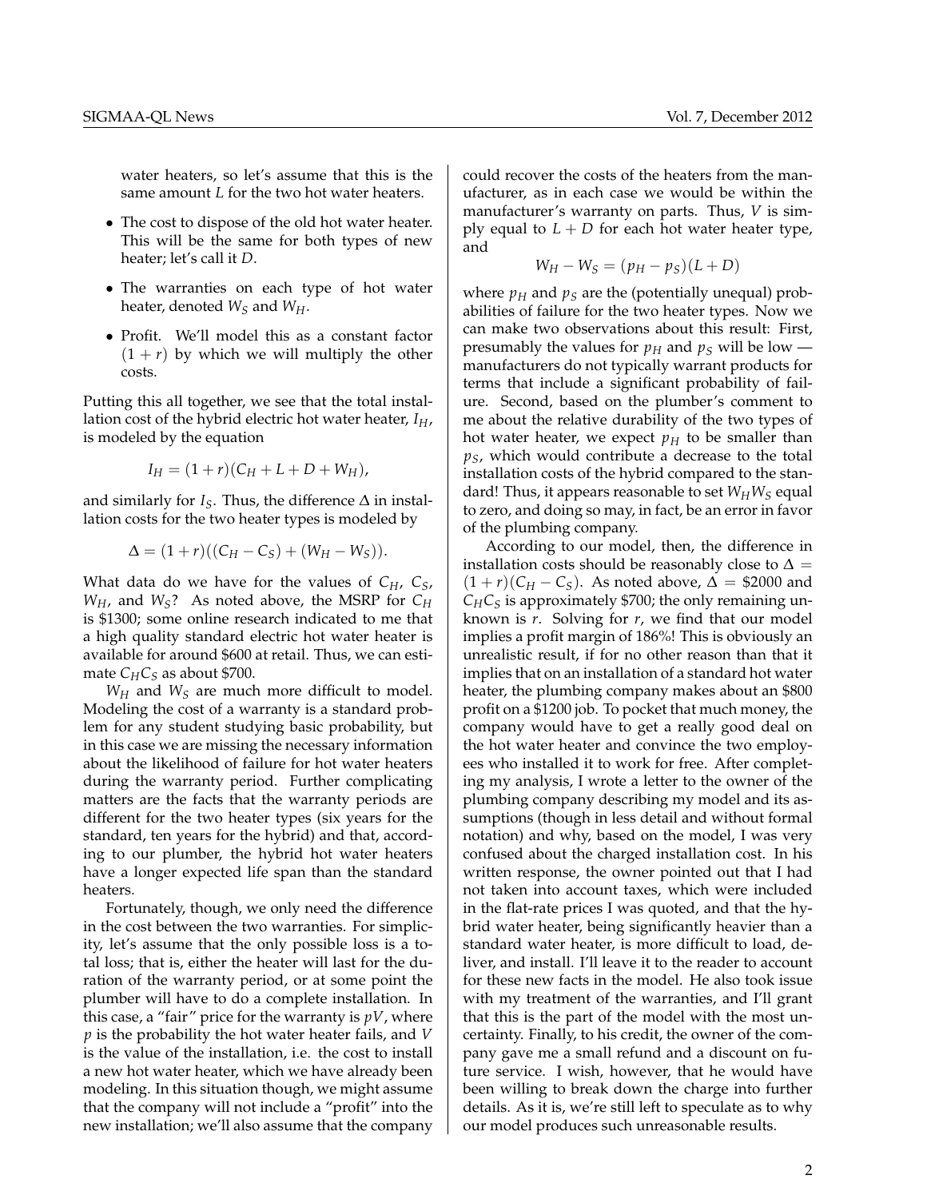water heaters, so let's assume that this is the same amount $L$ for the two hot water heaters.

- The cost to dispose of the old hot water heater. This will be the same for both types of new heater; let's call it $D$.
- The warranties on each type of hot water heater, denoted $W_S$ and $W_H$.
- Profit. We'll model this as a constant factor $(1 + r)$ by which we will multiply the other costs.

Putting this all together, we see that the total installation cost of the hybrid electric hot water heater, $I_H$, is modeled by the equation

$$I_H = (1 + r)(C_H + L + D + W_H),$$

and similarly for $I_S$. Thus, the difference $\Delta$ in installation costs for the two heater types is modeled by

$$\Delta = (1 + r)((C_H - C_S) + (W_H - W_S)).$$

What data do we have for the values of $C_H$, $C_S$, $W_H$, and $W_S$? As noted above, the MSRP for $C_H$ is \$1300; some online research indicated to me that a high quality standard electric hot water heater is available for around \$600 at retail. Thus, we can estimate $C_H C_S$ as about \$700.

$W_H$ and $W_S$ are much more difficult to model. Modeling the cost of a warranty is a standard problem for any student studying basic probability, but in this case we are missing the necessary information about the likelihood of failure for hot water heaters during the warranty period. Further complicating matters are the facts that the warranty periods are different for the two heater types (six years for the standard, ten years for the hybrid) and that, according to our plumber, the hybrid hot water heaters have a longer expected life span than the standard heaters.

Fortunately, though, we only need the difference in the cost between the two warranties. For simplicity, let's assume that the only possible loss is a total loss; that is, either the heater will last for the duration of the warranty period, or at some point the plumber will have to do a complete installation. In this case, a "fair" price for the warranty is $pV$, where $p$ is the probability the hot water heater fails, and $V$ is the value of the installation, i.e. the cost to install a new hot water heater, which we have already been modeling. In this situation though, we might assume that the company will not include a "profit" into the new installation; we'll also assume that the company could recover the costs of the heaters from the manufacturer, as in each case we would be within the manufacturer's warranty on parts. Thus, $V$ is simply equal to $L + D$ for each hot water heater type, and

$$W_H - W_S = (p_H - p_S)(L + D)$$

where $p_H$ and $p_S$ are the (potentially unequal) probabilities of failure for the two heater types. Now we can make two observations about this result: First, presumably the values for $p_H$ and $p_S$ will be low — manufacturers do not typically warrant products for terms that include a significant probability of failure. Second, based on the plumber's comment to me about the relative durability of the two types of hot water heater, we expect $p_H$ to be smaller than $p_S$, which would contribute a decrease to the total installation costs of the hybrid compared to the standard! Thus, it appears reasonable to set $W_H W_S$ equal to zero, and doing so may, in fact, be an error in favor of the plumbing company.

According to our model, then, the difference in installation costs should be reasonably close to $\Delta = (1 + r)(C_H - C_S)$. As noted above, $\Delta =$ \$2000 and $C_H C_S$ is approximately \$700; the only remaining unknown is $r$. Solving for $r$, we find that our model implies a profit margin of 186%! This is obviously an unrealistic result, if for no other reason than that it implies that on an installation of a standard hot water heater, the plumbing company makes about an \$800 profit on a \$1200 job. To pocket that much money, the company would have to get a really good deal on the hot water heater and convince the two employees who installed it to work for free. After completing my analysis, I wrote a letter to the owner of the plumbing company describing my model and its assumptions (though in less detail and without formal notation) and why, based on the model, I was very confused about the charged installation cost. In his written response, the owner pointed out that I had not taken into account taxes, which were included in the flat-rate prices I was quoted, and that the hybrid water heater, being significantly heavier than a standard water heater, is more difficult to load, deliver, and install. I'll leave it to the reader to account for these new facts in the model. He also took issue with my treatment of the warranties, and I'll grant that this is the part of the model with the most uncertainty. Finally, to his credit, the owner of the company gave me a small refund and a discount on future service. I wish, however, that he would have been willing to break down the charge into further details. As it is, we're still left to speculate as to why our model produces such unreasonable results.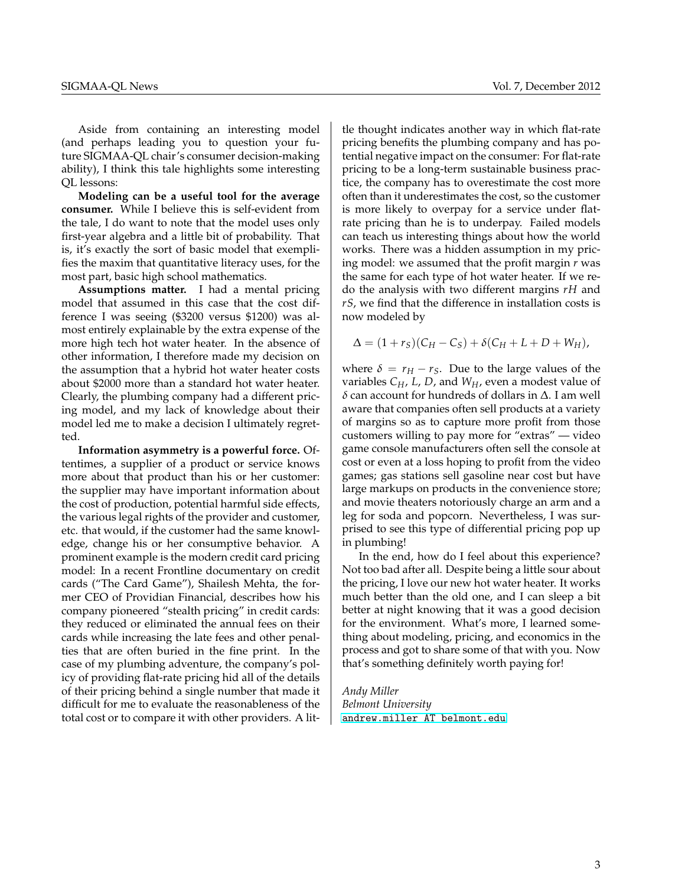Aside from containing an interesting model (and perhaps leading you to question your future SIGMAA-QL chair's consumer decision-making ability), I think this tale highlights some interesting QL lessons:

**Modeling can be a useful tool for the average consumer.** While I believe this is self-evident from the tale, I do want to note that the model uses only first-year algebra and a little bit of probability. That is, it's exactly the sort of basic model that exemplifies the maxim that quantitative literacy uses, for the most part, basic high school mathematics.

**Assumptions matter.** I had a mental pricing model that assumed in this case that the cost difference I was seeing ($3200 versus $1200) was almost entirely explainable by the extra expense of the more high tech hot water heater. In the absence of other information, I therefore made my decision on the assumption that a hybrid hot water heater costs about $2000 more than a standard hot water heater. Clearly, the plumbing company had a different pricing model, and my lack of knowledge about their model led me to make a decision I ultimately regretted.

**Information asymmetry is a powerful force.** Oftentimes, a supplier of a product or service knows more about that product than his or her customer: the supplier may have important information about the cost of production, potential harmful side effects, the various legal rights of the provider and customer, etc. that would, if the customer had the same knowledge, change his or her consumptive behavior. A prominent example is the modern credit card pricing model: In a recent Frontline documentary on credit cards ("The Card Game"), Shailesh Mehta, the former CEO of Providian Financial, describes how his company pioneered "stealth pricing" in credit cards: they reduced or eliminated the annual fees on their cards while increasing the late fees and other penalties that are often buried in the fine print. In the case of my plumbing adventure, the company's policy of providing flat-rate pricing hid all of the details of their pricing behind a single number that made it difficult for me to evaluate the reasonableness of the total cost or to compare it with other providers. A little thought indicates another way in which flat-rate pricing benefits the plumbing company and has potential negative impact on the consumer: For flat-rate pricing to be a long-term sustainable business practice, the company has to overestimate the cost more often than it underestimates the cost, so the customer is more likely to overpay for a service under flat-rate pricing than he is to underpay. Failed models can teach us interesting things about how the world works. There was a hidden assumption in my pricing model: we assumed that the profit margin $r$ was the same for each type of hot water heater. If we redo the analysis with two different margins $rH$ and $rS$, we find that the difference in installation costs is now modeled by

$$\Delta = (1 + r_S)(C_H - C_S) + \delta(C_H + L + D + W_H),$$

where $\delta = r_H - r_S$. Due to the large values of the variables $C_H$, $L$, $D$, and $W_H$, even a modest value of $\delta$ can account for hundreds of dollars in $\Delta$. I am well aware that companies often sell products at a variety of margins so as to capture more profit from those customers willing to pay more for "extras" — video game console manufacturers often sell the console at cost or even at a loss hoping to profit from the video games; gas stations sell gasoline near cost but have large markups on products in the convenience store; and movie theaters notoriously charge an arm and a leg for soda and popcorn. Nevertheless, I was surprised to see this type of differential pricing pop up in plumbing!

In the end, how do I feel about this experience? Not too bad after all. Despite being a little sour about the pricing, I love our new hot water heater. It works much better than the old one, and I can sleep a bit better at night knowing that it was a good decision for the environment. What's more, I learned something about modeling, pricing, and economics in the process and got to share some of that with you. Now that's something definitely worth paying for!

*Andy Miller*
*Belmont University*
andrew.miller AT belmont.edu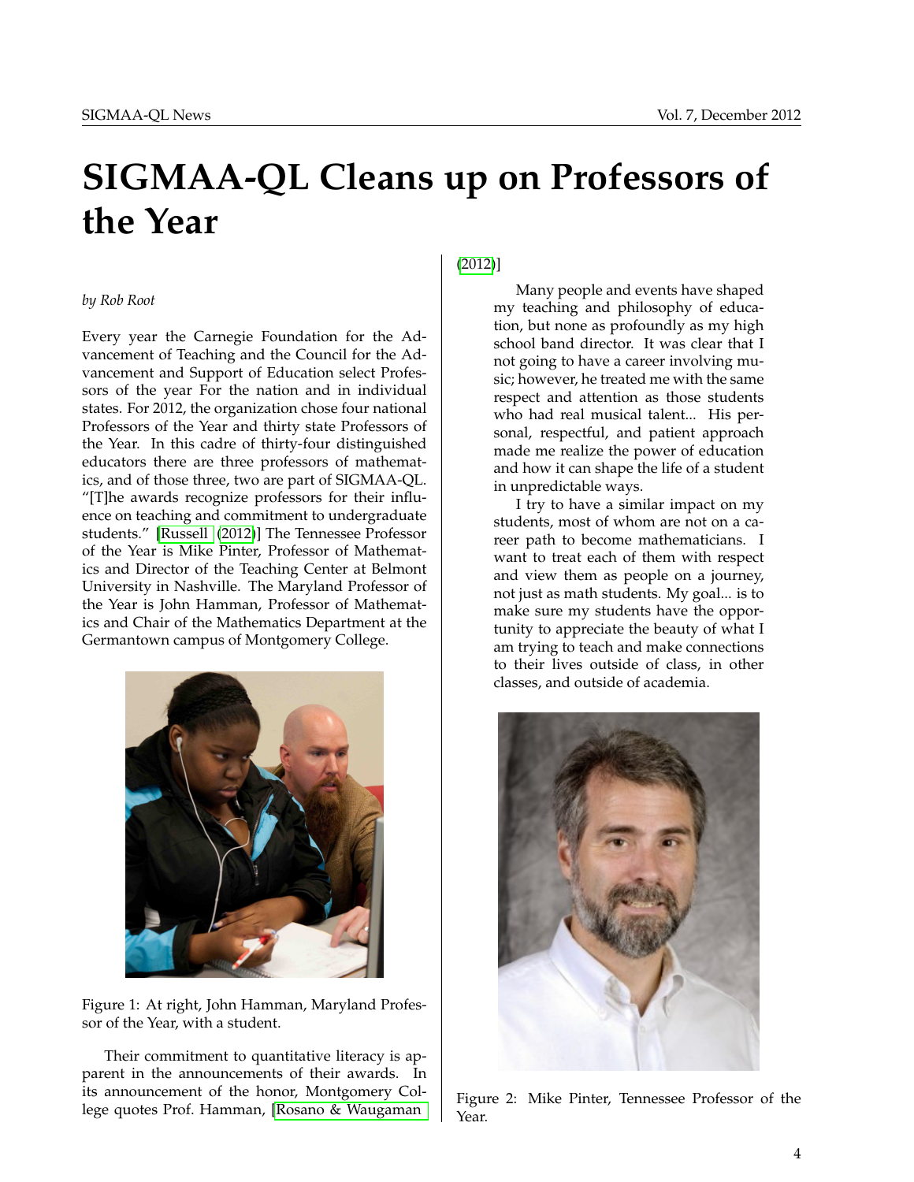# SIGMAA-QL Cleans up on Professors of the Year

*by Rob Root*

Every year the Carnegie Foundation for the Advancement of Teaching and the Council for the Advancement and Support of Education select Professors of the year For the nation and in individual states. For 2012, the organization chose four national Professors of the Year and thirty state Professors of the Year. In this cadre of thirty-four distinguished educators there are three professors of mathematics, and of those three, two are part of SIGMAA-QL. "[T]he awards recognize professors for their influence on teaching and commitment to undergraduate students." [Russell (2012)] The Tennessee Professor of the Year is Mike Pinter, Professor of Mathematics and Director of the Teaching Center at Belmont University in Nashville. The Maryland Professor of the Year is John Hamman, Professor of Mathematics and Chair of the Mathematics Department at the Germantown campus of Montgomery College.

Figure 1: At right, John Hamman, Maryland Professor of the Year, with a student.

Their commitment to quantitative literacy is apparent in the announcements of their awards. In its announcement of the honor, Montgomery College quotes Prof. Hamman, [Rosano & Waugaman (2012)]

> Many people and events have shaped my teaching and philosophy of education, but none as profoundly as my high school band director. It was clear that I not going to have a career involving music; however, he treated me with the same respect and attention as those students who had real musical talent... His personal, respectful, and patient approach made me realize the power of education and how it can shape the life of a student in unpredictable ways.
>
> I try to have a similar impact on my students, most of whom are not on a career path to become mathematicians. I want to treat each of them with respect and view them as people on a journey, not just as math students. My goal... is to make sure my students have the opportunity to appreciate the beauty of what I am trying to teach and make connections to their lives outside of class, in other classes, and outside of academia.

Figure 2: Mike Pinter, Tennessee Professor of the Year.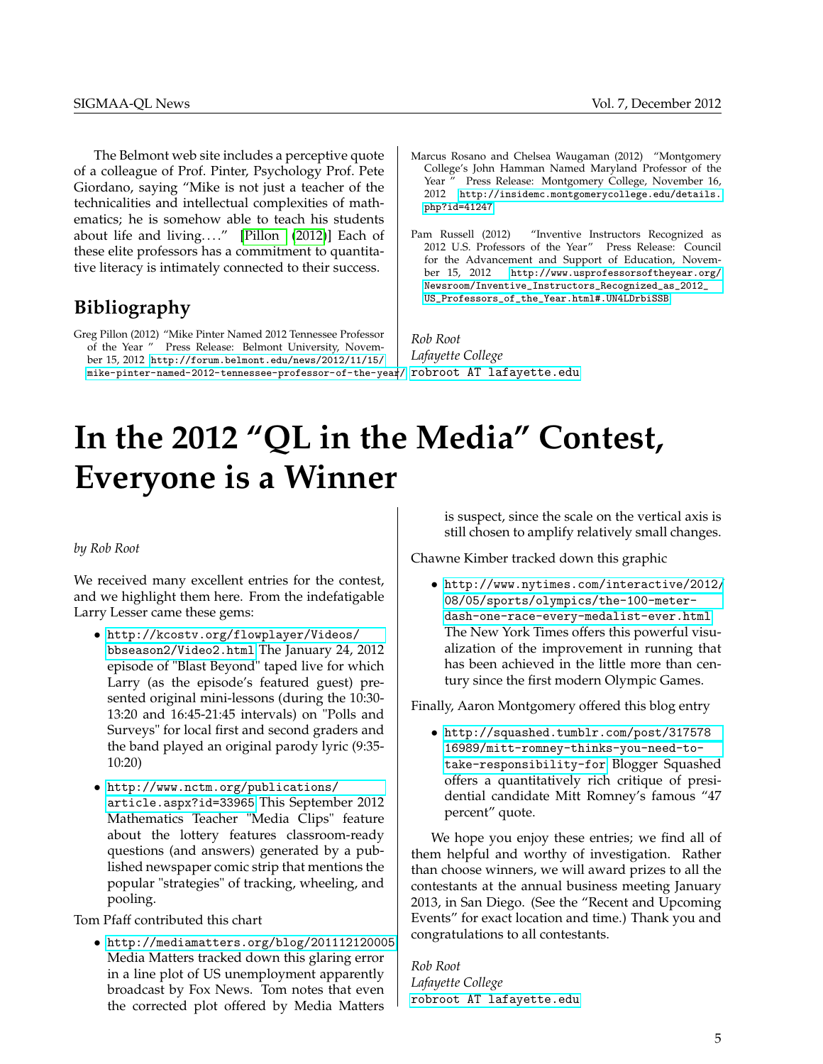The Belmont web site includes a perceptive quote of a colleague of Prof. Pinter, Psychology Prof. Pete Giordano, saying "Mike is not just a teacher of the technicalities and intellectual complexities of mathematics; he is somehow able to teach his students about life and living. . . ." [Pillon (2012)] Each of these elite professors has a commitment to quantitative literacy is intimately connected to their success.

## Bibliography

Greg Pillon (2012) "Mike Pinter Named 2012 Tennessee Professor of the Year " Press Release: Belmont University, November 15, 2012 http://forum.belmont.edu/news/2012/11/15/mike-pinter-named-2012-tennessee-professor-of-the-year/

Marcus Rosano and Chelsea Waugaman (2012) "Montgomery College's John Hamman Named Maryland Professor of the Year " Press Release: Montgomery College, November 16, 2012 http://insidemc.montgomerycollege.edu/details.php?id=41247

Pam Russell (2012) "Inventive Instructors Recognized as 2012 U.S. Professors of the Year" Press Release: Council for the Advancement and Support of Education, November 15, 2012 http://www.usprofessorsoftheyear.org/Newsroom/Inventive_Instructors_Recognized_as_2012_US_Professors_of_the_Year.html#.UN4LDrbiSSB

*Rob Root*
*Lafayette College*
robroot AT lafayette.edu

# In the 2012 "QL in the Media" Contest, Everyone is a Winner

*by Rob Root*

We received many excellent entries for the contest, and we highlight them here. From the indefatigable Larry Lesser came these gems:

- http://kcostv.org/flowplayer/Videos/bbseason2/Video2.html The January 24, 2012 episode of "Blast Beyond" taped live for which Larry (as the episode's featured guest) presented original mini-lessons (during the 10:30-13:20 and 16:45-21:45 intervals) on "Polls and Surveys" for local first and second graders and the band played an original parody lyric (9:35-10:20)
- http://www.nctm.org/publications/article.aspx?id=33965 This September 2012 Mathematics Teacher "Media Clips" feature about the lottery features classroom-ready questions (and answers) generated by a published newspaper comic strip that mentions the popular "strategies" of tracking, wheeling, and pooling.

Tom Pfaff contributed this chart

- http://mediamatters.org/blog/201112120005 Media Matters tracked down this glaring error in a line plot of US unemployment apparently broadcast by Fox News. Tom notes that even the corrected plot offered by Media Matters is suspect, since the scale on the vertical axis is still chosen to amplify relatively small changes.

Chawne Kimber tracked down this graphic

- http://www.nytimes.com/interactive/2012/08/05/sports/olympics/the-100-meter-dash-one-race-every-medalist-ever.html The New York Times offers this powerful visualization of the improvement in running that has been achieved in the little more than century since the first modern Olympic Games.

Finally, Aaron Montgomery offered this blog entry

- http://squashed.tumblr.com/post/31757816989/mitt-romney-thinks-you-need-to-take-responsibility-for Blogger Squashed offers a quantitatively rich critique of presidential candidate Mitt Romney's famous "47 percent" quote.

We hope you enjoy these entries; we find all of them helpful and worthy of investigation. Rather than choose winners, we will award prizes to all the contestants at the annual business meeting January 2013, in San Diego. (See the "Recent and Upcoming Events" for exact location and time.) Thank you and congratulations to all contestants.

*Rob Root*
*Lafayette College*
robroot AT lafayette.edu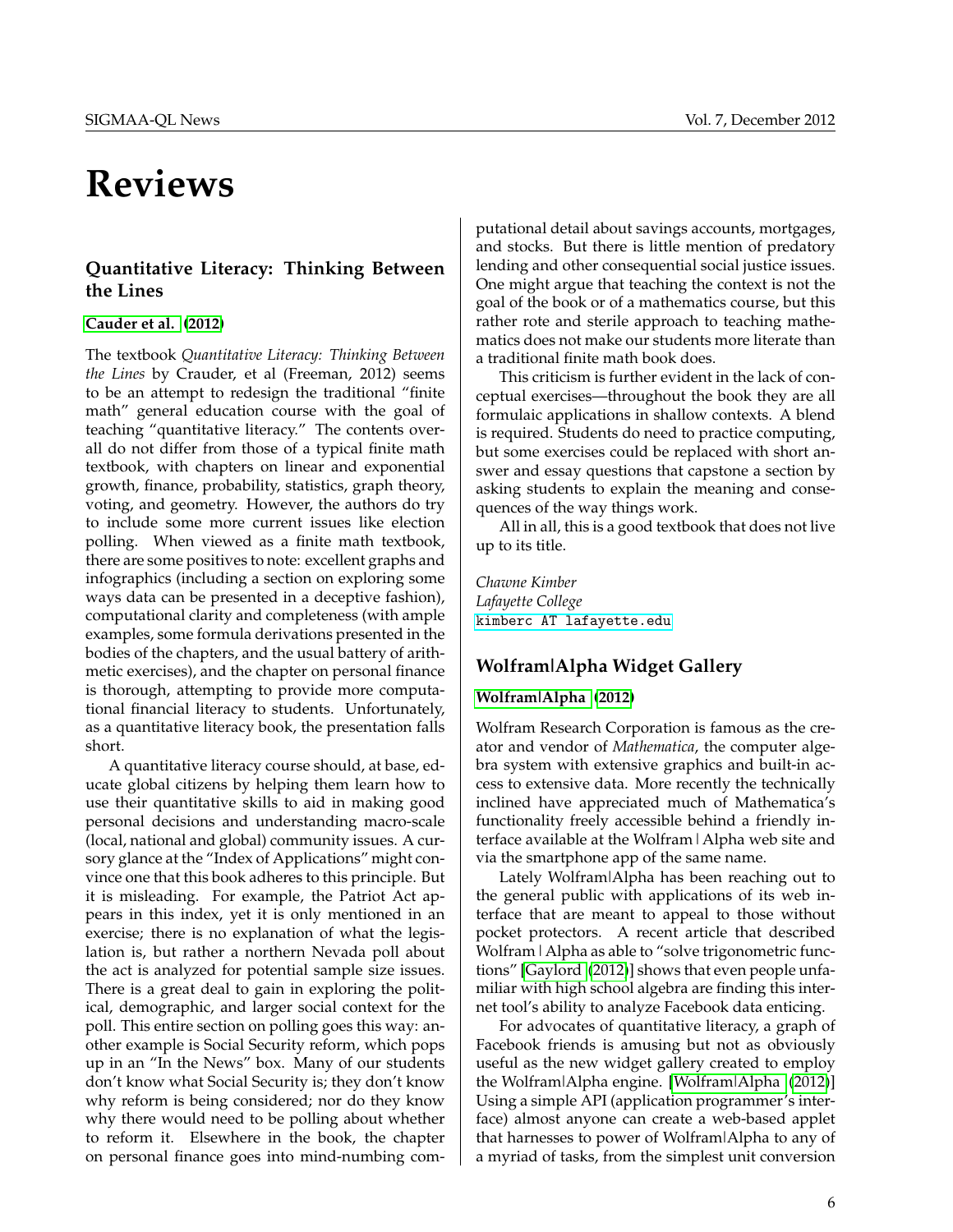# Reviews

## Quantitative Literacy: Thinking Between the Lines

Cauder et al. (2012)

The textbook *Quantitative Literacy: Thinking Between the Lines* by Crauder, et al (Freeman, 2012) seems to be an attempt to redesign the traditional "finite math" general education course with the goal of teaching "quantitative literacy." The contents overall do not differ from those of a typical finite math textbook, with chapters on linear and exponential growth, finance, probability, statistics, graph theory, voting, and geometry. However, the authors do try to include some more current issues like election polling. When viewed as a finite math textbook, there are some positives to note: excellent graphs and infographics (including a section on exploring some ways data can be presented in a deceptive fashion), computational clarity and completeness (with ample examples, some formula derivations presented in the bodies of the chapters, and the usual battery of arithmetic exercises), and the chapter on personal finance is thorough, attempting to provide more computational financial literacy to students. Unfortunately, as a quantitative literacy book, the presentation falls short.

A quantitative literacy course should, at base, educate global citizens by helping them learn how to use their quantitative skills to aid in making good personal decisions and understanding macro-scale (local, national and global) community issues. A cursory glance at the "Index of Applications" might convince one that this book adheres to this principle. But it is misleading. For example, the Patriot Act appears in this index, yet it is only mentioned in an exercise; there is no explanation of what the legislation is, but rather a northern Nevada poll about the act is analyzed for potential sample size issues. There is a great deal to gain in exploring the political, demographic, and larger social context for the poll. This entire section on polling goes this way: another example is Social Security reform, which pops up in an "In the News" box. Many of our students don't know what Social Security is; they don't know why reform is being considered; nor do they know why there would need to be polling about whether to reform it. Elsewhere in the book, the chapter on personal finance goes into mind-numbing computational detail about savings accounts, mortgages, and stocks. But there is little mention of predatory lending and other consequential social justice issues. One might argue that teaching the context is not the goal of the book or of a mathematics course, but this rather rote and sterile approach to teaching mathematics does not make our students more literate than a traditional finite math book does.

This criticism is further evident in the lack of conceptual exercises—throughout the book they are all formulaic applications in shallow contexts. A blend is required. Students do need to practice computing, but some exercises could be replaced with short answer and essay questions that capstone a section by asking students to explain the meaning and consequences of the way things work.

All in all, this is a good textbook that does not live up to its title.

*Chawne Kimber*
*Lafayette College*
`kimberc AT lafayette.edu`

## Wolfram|Alpha Widget Gallery

Wolfram|Alpha (2012)

Wolfram Research Corporation is famous as the creator and vendor of *Mathematica*, the computer algebra system with extensive graphics and built-in access to extensive data. More recently the technically inclined have appreciated much of Mathematica's functionality freely accessible behind a friendly interface available at the Wolfram|Alpha web site and via the smartphone app of the same name.

Lately Wolfram|Alpha has been reaching out to the general public with applications of its web interface that are meant to appeal to those without pocket protectors. A recent article that described Wolfram|Alpha as able to "solve trigonometric functions" [Gaylord (2012)] shows that even people unfamiliar with high school algebra are finding this internet tool's ability to analyze Facebook data enticing.

For advocates of quantitative literacy, a graph of Facebook friends is amusing but not as obviously useful as the new widget gallery created to employ the Wolfram|Alpha engine. [Wolfram|Alpha (2012)] Using a simple API (application programmer's interface) almost anyone can create a web-based applet that harnesses to power of Wolfram|Alpha to any of a myriad of tasks, from the simplest unit conversion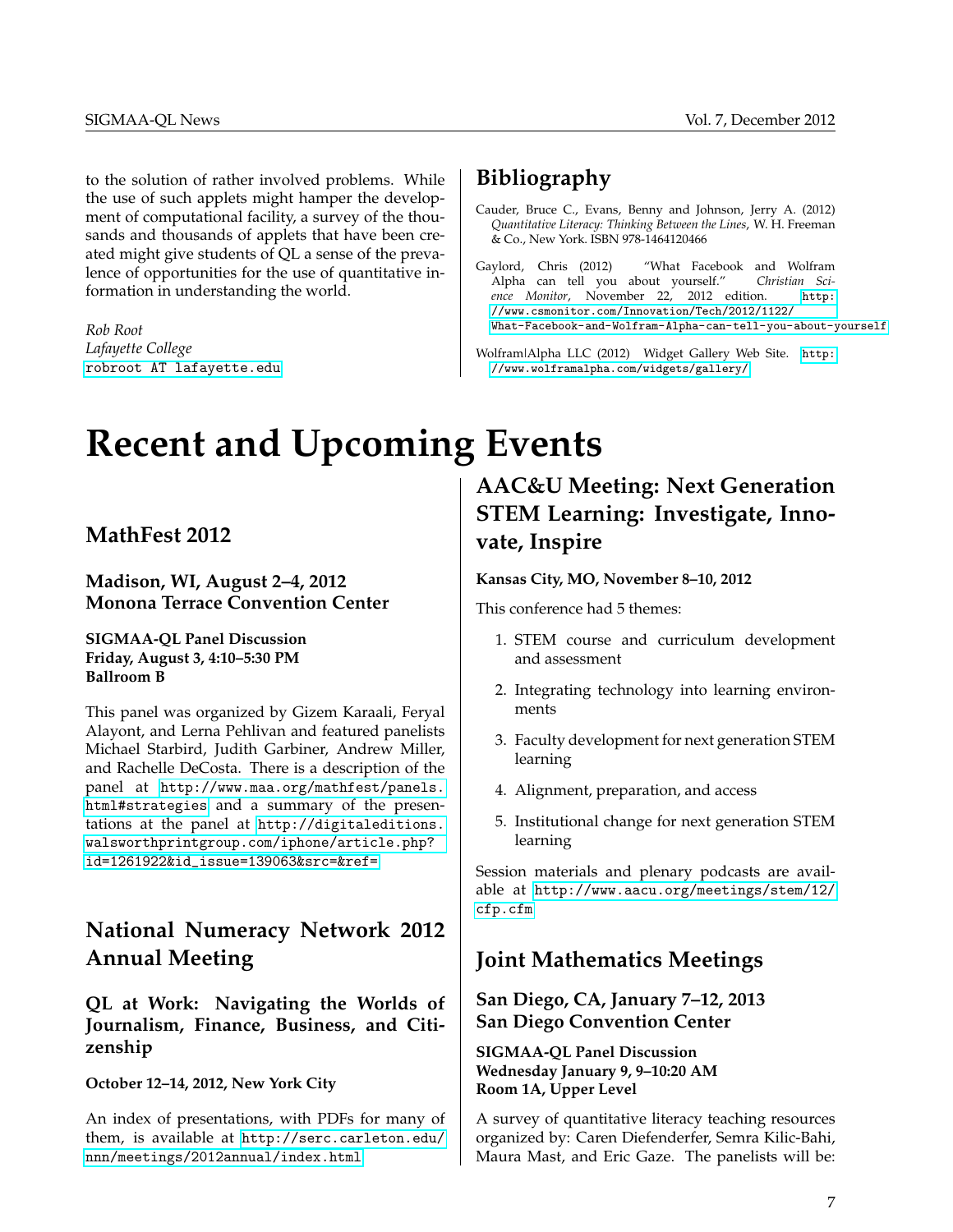to the solution of rather involved problems. While the use of such applets might hamper the development of computational facility, a survey of the thousands and thousands of applets that have been created might give students of QL a sense of the prevalence of opportunities for the use of quantitative information in understanding the world.

*Rob Root*
*Lafayette College*
`robroot AT lafayette.edu`

## Bibliography

Cauder, Bruce C., Evans, Benny and Johnson, Jerry A. (2012) *Quantitative Literacy: Thinking Between the Lines*, W. H. Freeman & Co., New York. ISBN 978-1464120466

Gaylord, Chris (2012) "What Facebook and Wolfram Alpha can tell you about yourself." *Christian Science Monitor*, November 22, 2012 edition. http://www.csmonitor.com/Innovation/Tech/2012/1122/What-Facebook-and-Wolfram-Alpha-can-tell-you-about-yourself

Wolfram|Alpha LLC (2012) Widget Gallery Web Site. http://www.wolframalpha.com/widgets/gallery/

# Recent and Upcoming Events

## MathFest 2012

### Madison, WI, August 2–4, 2012
### Monona Terrace Convention Center

**SIGMAA-QL Panel Discussion**
**Friday, August 3, 4:10–5:30 PM**
**Ballroom B**

This panel was organized by Gizem Karaali, Feryal Alayont, and Lerna Pehlivan and featured panelists Michael Starbird, Judith Garbiner, Andrew Miller, and Rachelle DeCosta. There is a description of the panel at http://www.maa.org/mathfest/panels.html#strategies and a summary of the presentations at the panel at http://digitaleditions.walsworthprintgroup.com/iphone/article.php?id=1261922&id_issue=139063&src=&ref=

## National Numeracy Network 2012 Annual Meeting

### QL at Work: Navigating the Worlds of Journalism, Finance, Business, and Citizenship

**October 12–14, 2012, New York City**

An index of presentations, with PDFs for many of them, is available at http://serc.carleton.edu/nnn/meetings/2012annual/index.html

## AAC&U Meeting: Next Generation STEM Learning: Investigate, Innovate, Inspire

**Kansas City, MO, November 8–10, 2012**

This conference had 5 themes:

1. STEM course and curriculum development and assessment
2. Integrating technology into learning environments
3. Faculty development for next generation STEM learning
4. Alignment, preparation, and access
5. Institutional change for next generation STEM learning

Session materials and plenary podcasts are available at http://www.aacu.org/meetings/stem/12/cfp.cfm

## Joint Mathematics Meetings

### San Diego, CA, January 7–12, 2013
### San Diego Convention Center

**SIGMAA-QL Panel Discussion**
**Wednesday January 9, 9–10:20 AM**
**Room 1A, Upper Level**

A survey of quantitative literacy teaching resources organized by: Caren Diefenderfer, Semra Kilic-Bahi, Maura Mast, and Eric Gaze. The panelists will be: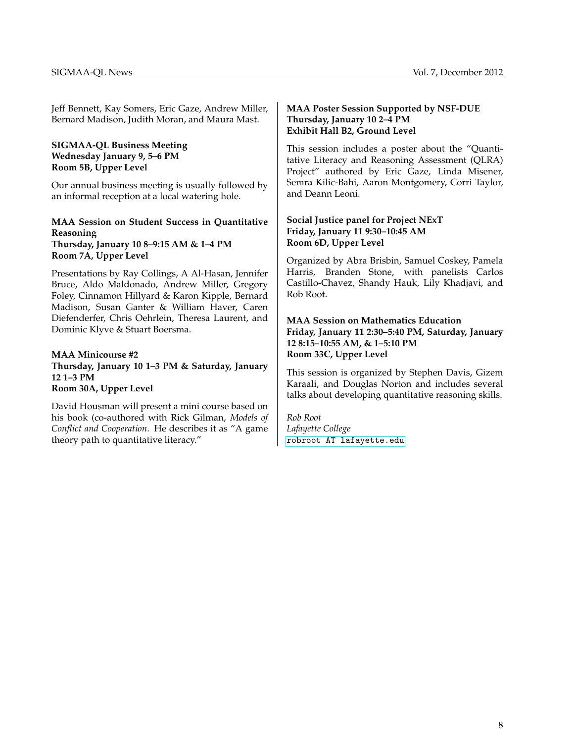Jeff Bennett, Kay Somers, Eric Gaze, Andrew Miller, Bernard Madison, Judith Moran, and Maura Mast.

**SIGMAA-QL Business Meeting**
**Wednesday January 9, 5–6 PM**
**Room 5B, Upper Level**

Our annual business meeting is usually followed by an informal reception at a local watering hole.

**MAA Session on Student Success in Quantitative Reasoning**
**Thursday, January 10 8–9:15 AM & 1–4 PM**
**Room 7A, Upper Level**

Presentations by Ray Collings, A Al-Hasan, Jennifer Bruce, Aldo Maldonado, Andrew Miller, Gregory Foley, Cinnamon Hillyard & Karon Kipple, Bernard Madison, Susan Ganter & William Haver, Caren Diefenderfer, Chris Oehrlein, Theresa Laurent, and Dominic Klyve & Stuart Boersma.

**MAA Minicourse #2**
**Thursday, January 10 1–3 PM & Saturday, January 12 1–3 PM**
**Room 30A, Upper Level**

David Housman will present a mini course based on his book (co-authored with Rick Gilman, *Models of Conflict and Cooperation*. He describes it as "A game theory path to quantitative literacy."

**MAA Poster Session Supported by NSF-DUE**
**Thursday, January 10 2–4 PM**
**Exhibit Hall B2, Ground Level**

This session includes a poster about the "Quantitative Literacy and Reasoning Assessment (QLRA) Project" authored by Eric Gaze, Linda Misener, Semra Kilic-Bahi, Aaron Montgomery, Corri Taylor, and Deann Leoni.

**Social Justice panel for Project NExT**
**Friday, January 11 9:30–10:45 AM**
**Room 6D, Upper Level**

Organized by Abra Brisbin, Samuel Coskey, Pamela Harris, Branden Stone, with panelists Carlos Castillo-Chavez, Shandy Hauk, Lily Khadjavi, and Rob Root.

**MAA Session on Mathematics Education**
**Friday, January 11 2:30–5:40 PM, Saturday, January 12 8:15–10:55 AM, & 1–5:10 PM**
**Room 33C, Upper Level**

This session is organized by Stephen Davis, Gizem Karaali, and Douglas Norton and includes several talks about developing quantitative reasoning skills.

*Rob Root*
*Lafayette College*
robroot AT lafayette.edu